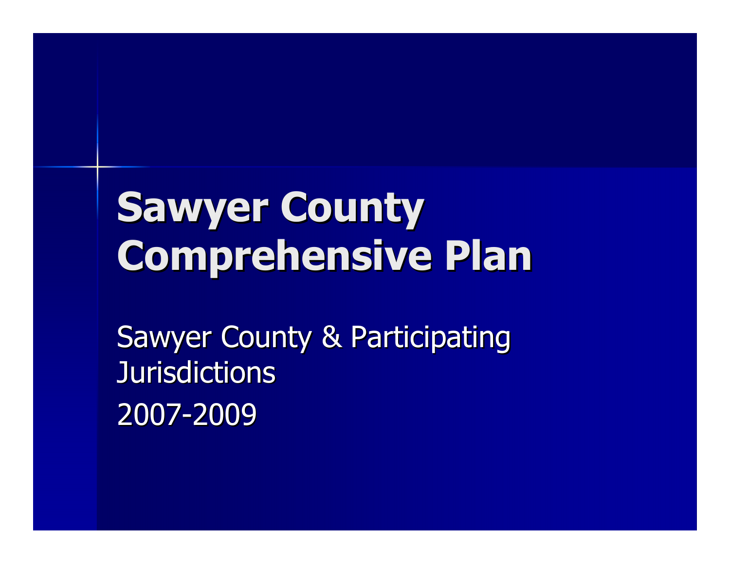# Sawyer County Comprehensive Plan

Sawyer County & Participating Jurisdictions

2007-2009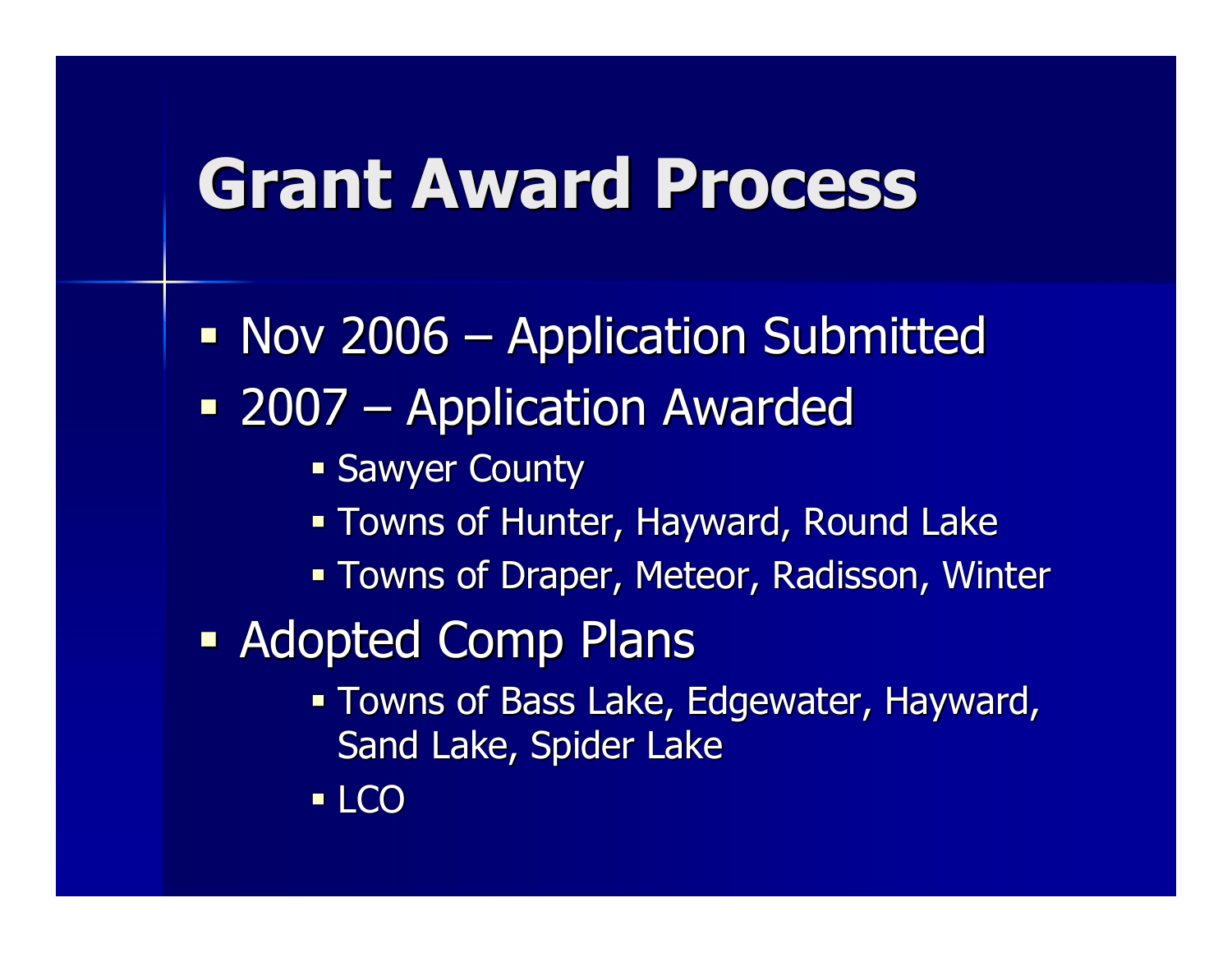# Grant Award Process

- Nov 2006 – Application Submitted
- 2007 – Application Awarded
  - Sawyer County
  - Towns of Hunter, Hayward, Round Lake
  - Towns of Draper, Meteor, Radisson, Winter
- Adopted Comp Plans
  - Towns of Bass Lake, Edgewater, Hayward, Sand Lake, Spider Lake
  - LCO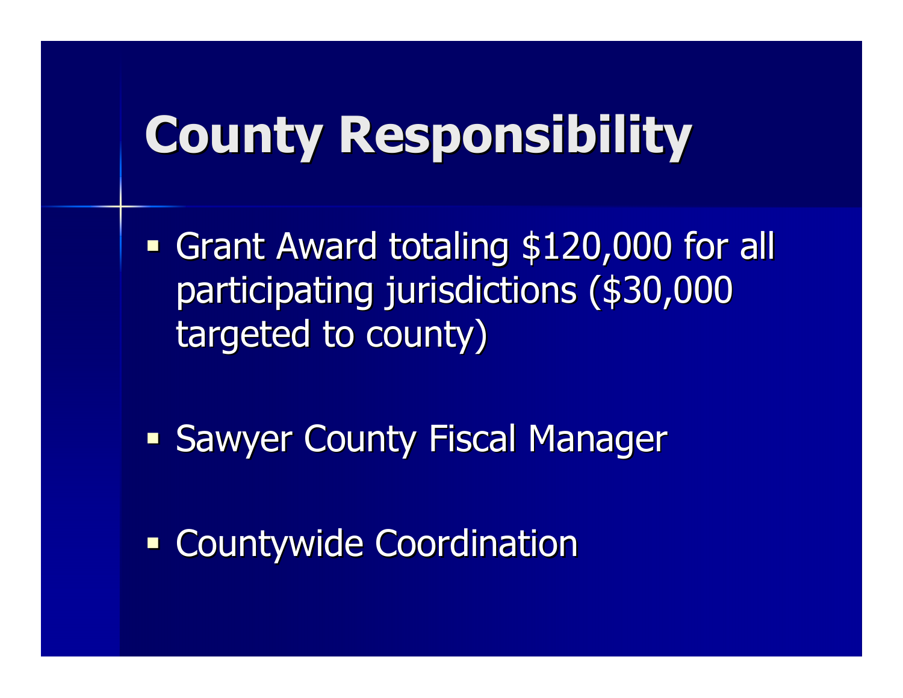# County Responsibility

- Grant Award totaling $120,000 for all participating jurisdictions ($30,000 targeted to county)
- Sawyer County Fiscal Manager
- Countywide Coordination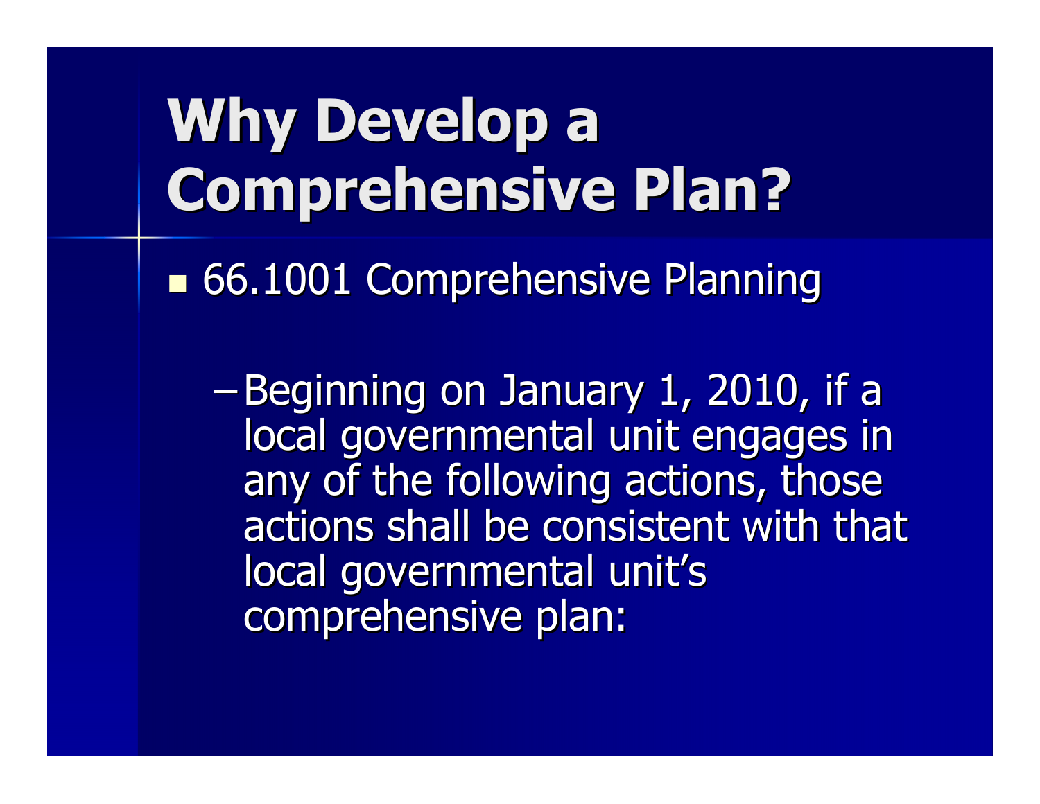# Why Develop a Comprehensive Plan?

- 66.1001 Comprehensive Planning
  - Beginning on January 1, 2010, if a local governmental unit engages in any of the following actions, those actions shall be consistent with that local governmental unit's comprehensive plan: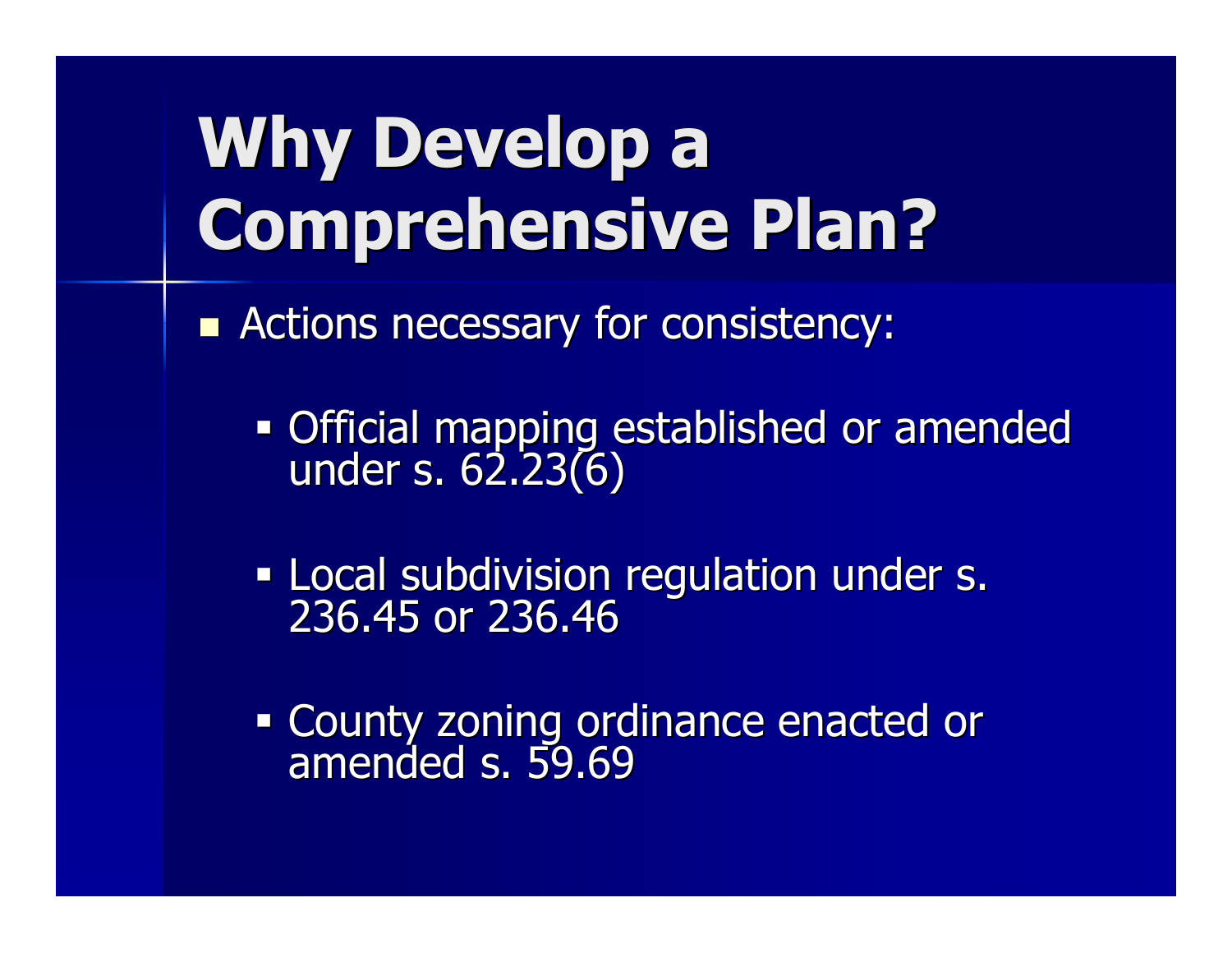# Why Develop a Comprehensive Plan?

- Actions necessary for consistency:
  - Official mapping established or amended under s. 62.23(6)
  - Local subdivision regulation under s. 236.45 or 236.46
  - County zoning ordinance enacted or amended s. 59.69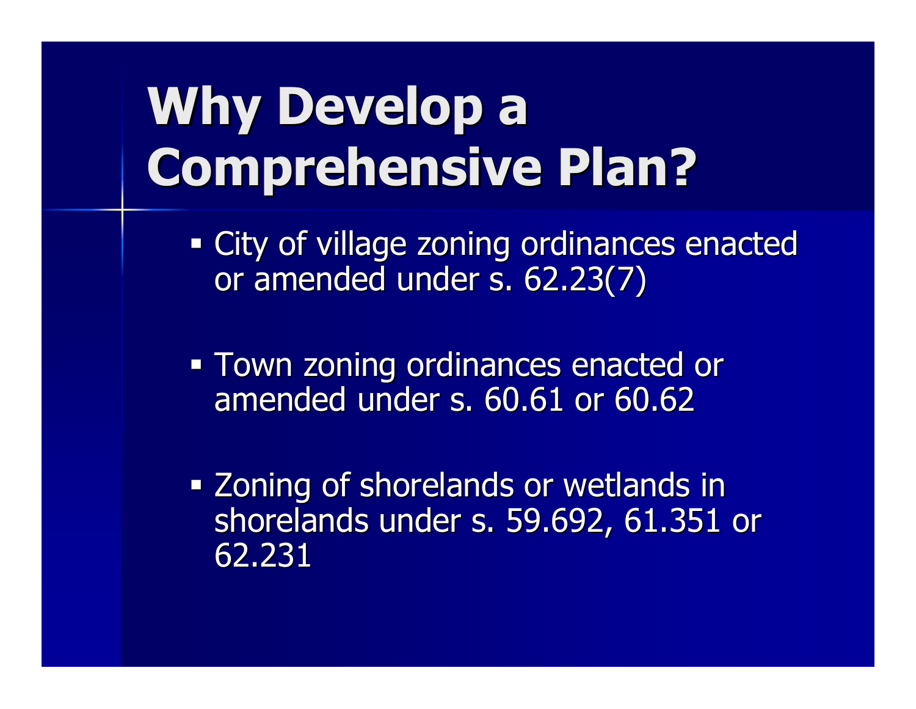# Why Develop a Comprehensive Plan?

- City of village zoning ordinances enacted or amended under s. 62.23(7)
- Town zoning ordinances enacted or amended under s. 60.61 or 60.62
- Zoning of shorelands or wetlands in shorelands under s. 59.692, 61.351 or 62.231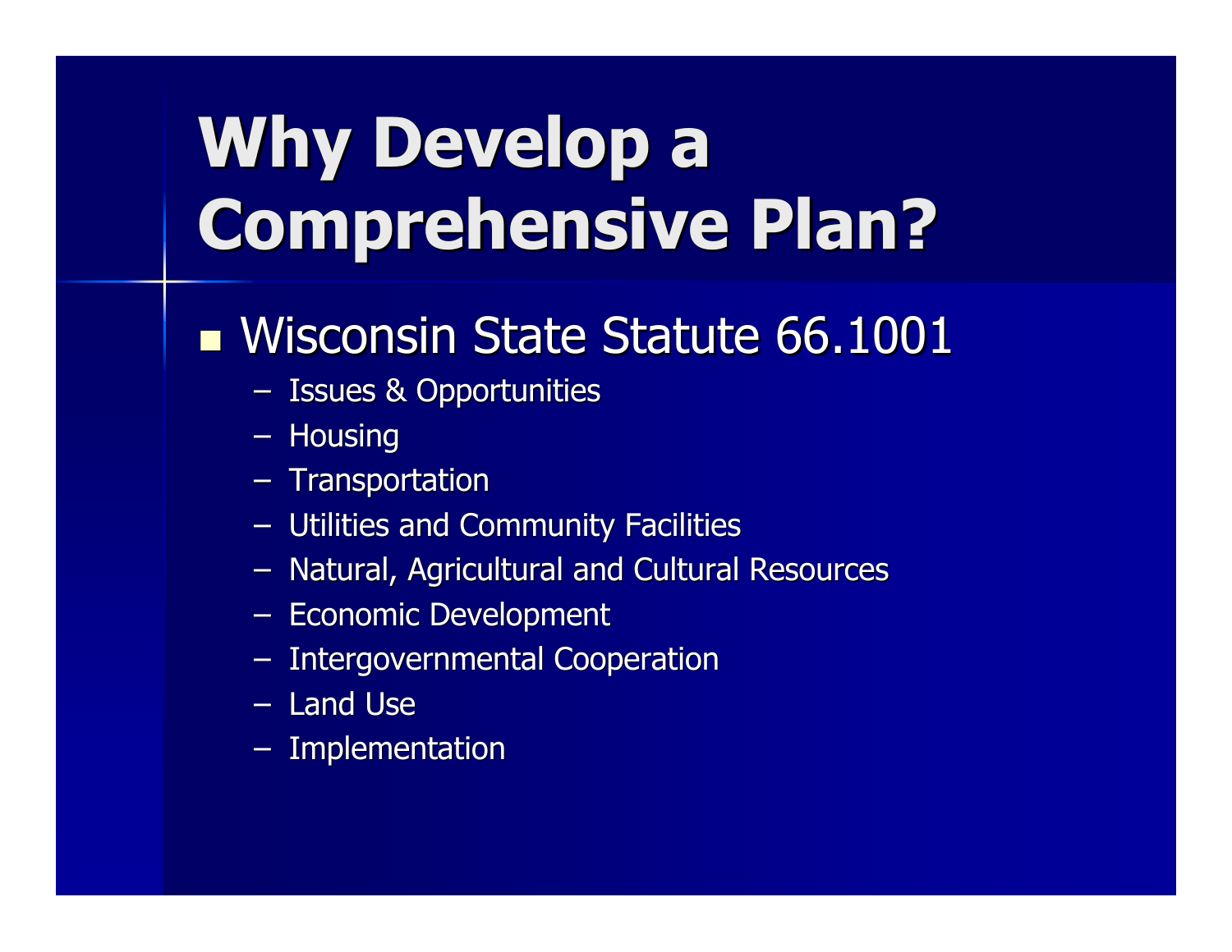# Why Develop a Comprehensive Plan?

- Wisconsin State Statute 66.1001
  - Issues & Opportunities
  - Housing
  - Transportation
  - Utilities and Community Facilities
  - Natural, Agricultural and Cultural Resources
  - Economic Development
  - Intergovernmental Cooperation
  - Land Use
  - Implementation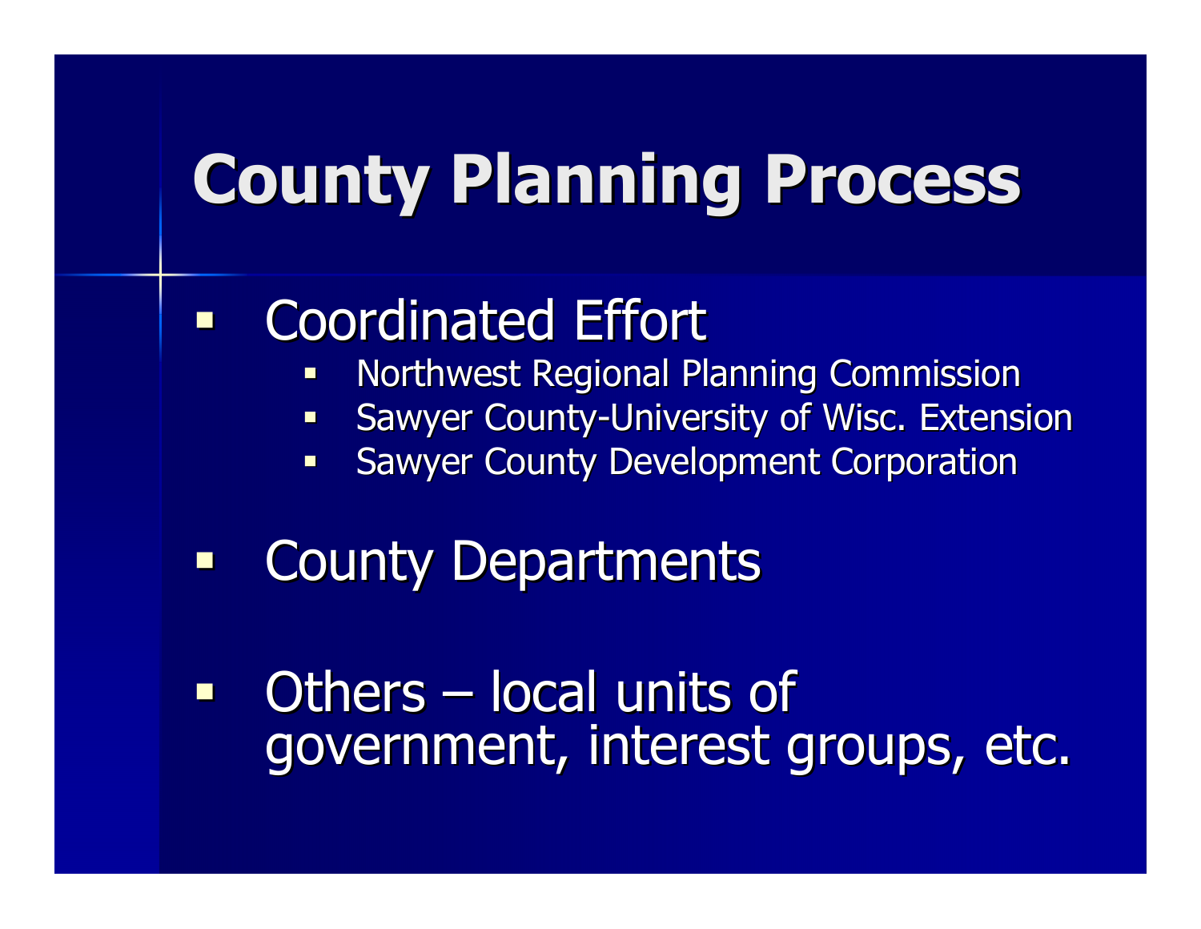# County Planning Process

- Coordinated Effort
  - Northwest Regional Planning Commission
  - Sawyer County-University of Wisc. Extension
  - Sawyer County Development Corporation
- County Departments
- Others – local units of government, interest groups, etc.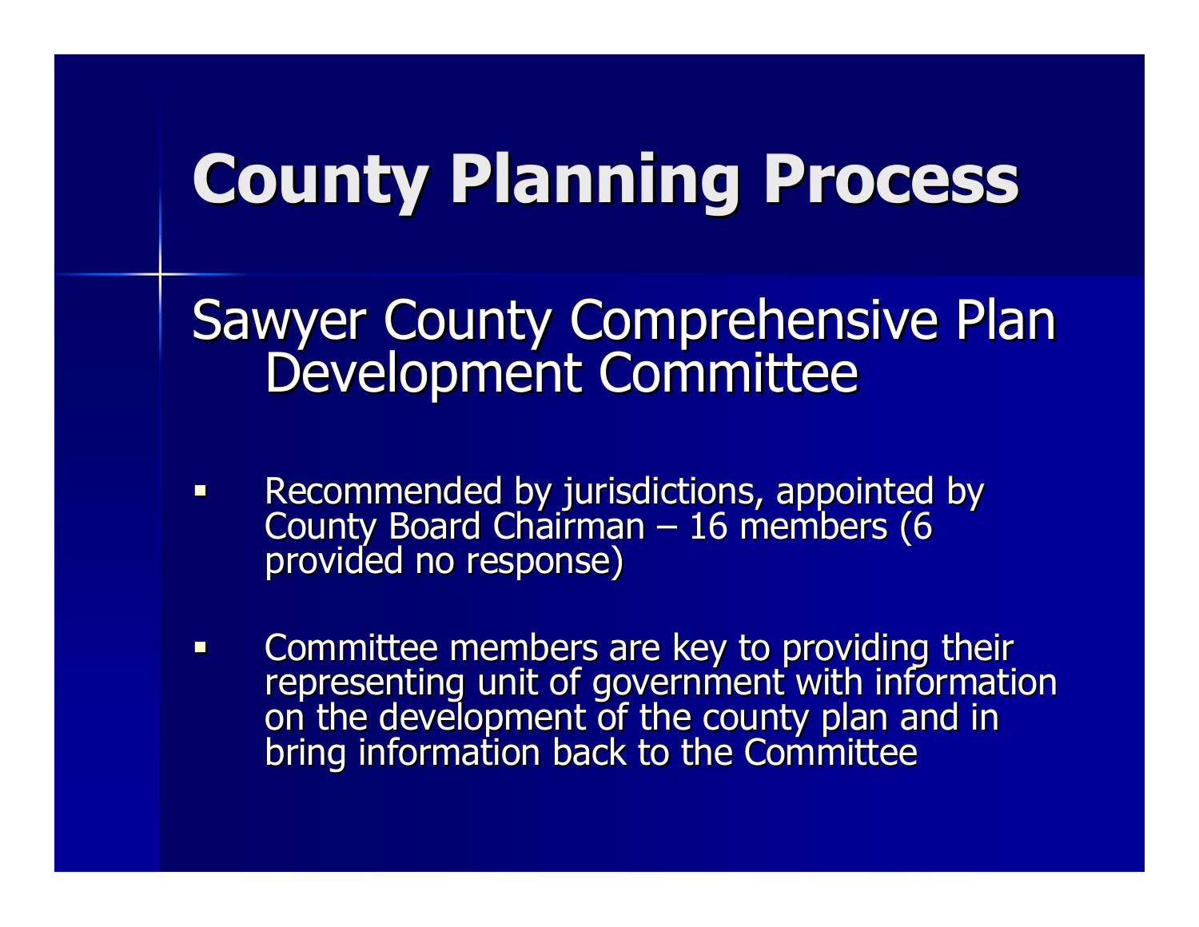# County Planning Process

## Sawyer County Comprehensive Plan Development Committee

- Recommended by jurisdictions, appointed by County Board Chairman – 16 members (6 provided no response)
- Committee members are key to providing their representing unit of government with information on the development of the county plan and in bring information back to the Committee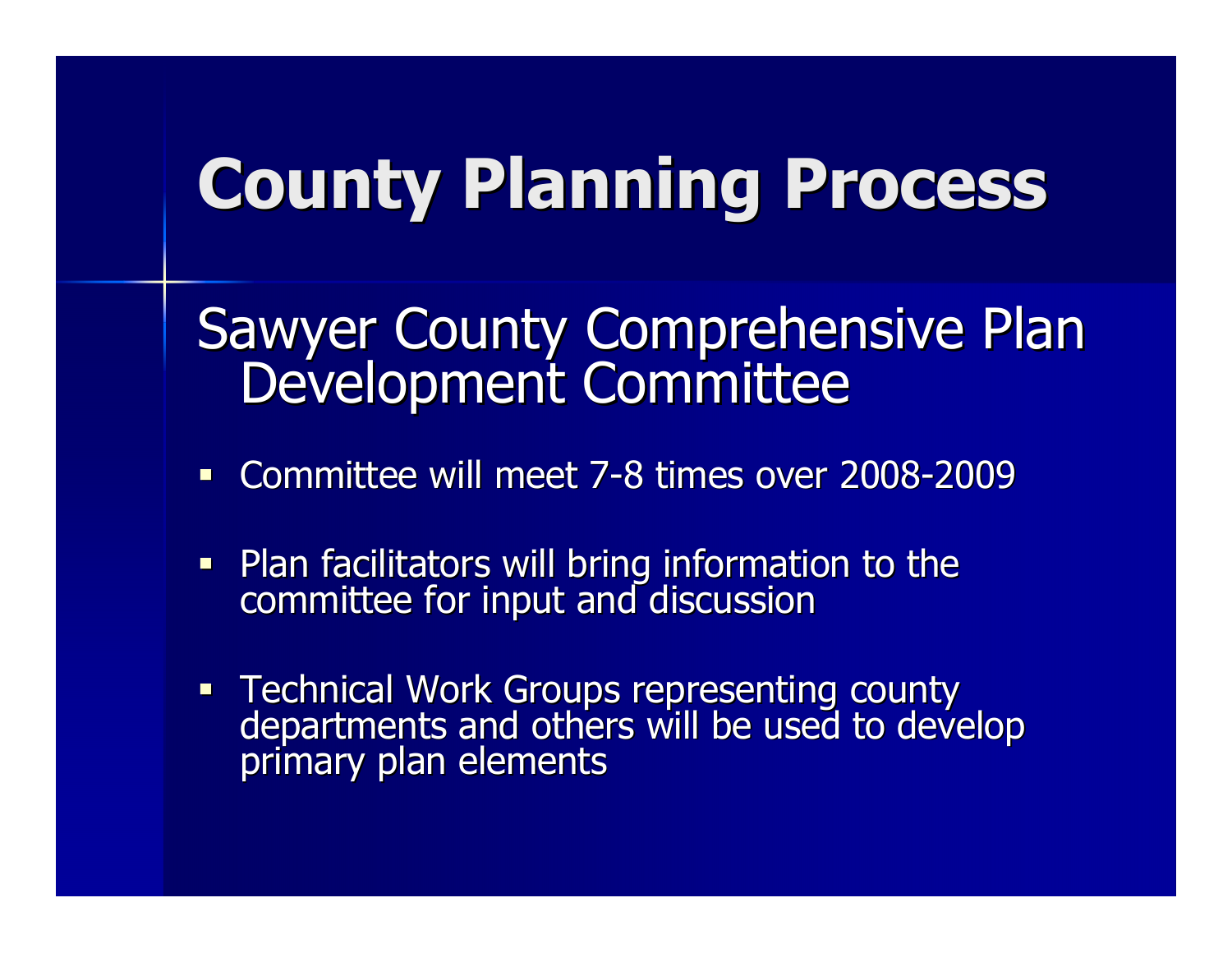# County Planning Process

## Sawyer County Comprehensive Plan Development Committee

- Committee will meet 7-8 times over 2008-2009
- Plan facilitators will bring information to the committee for input and discussion
- Technical Work Groups representing county departments and others will be used to develop primary plan elements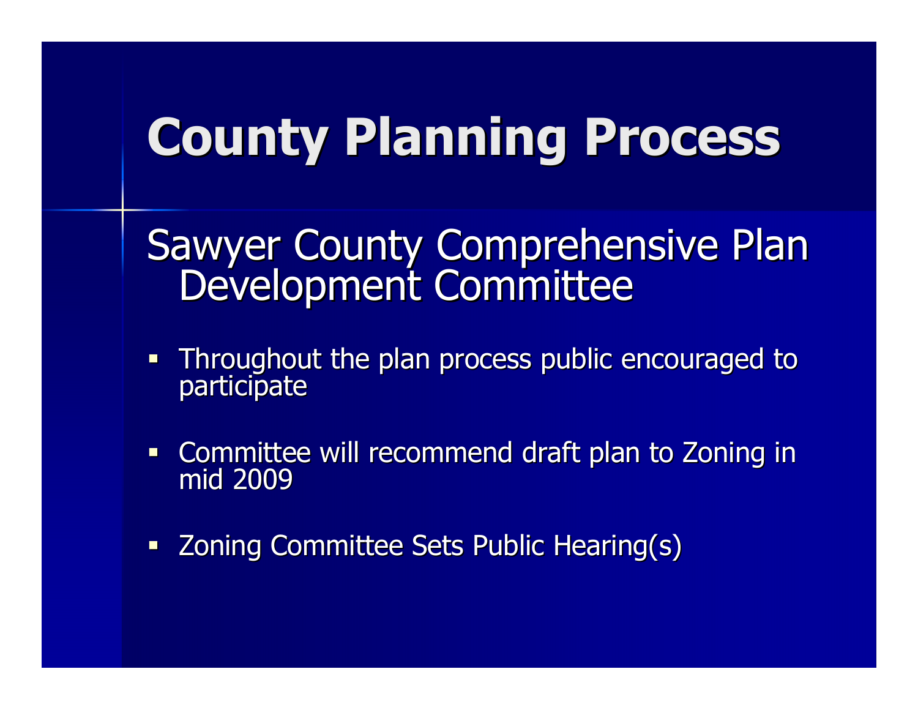# County Planning Process

## Sawyer County Comprehensive Plan Development Committee

- Throughout the plan process public encouraged to participate
- Committee will recommend draft plan to Zoning in mid 2009
- Zoning Committee Sets Public Hearing(s)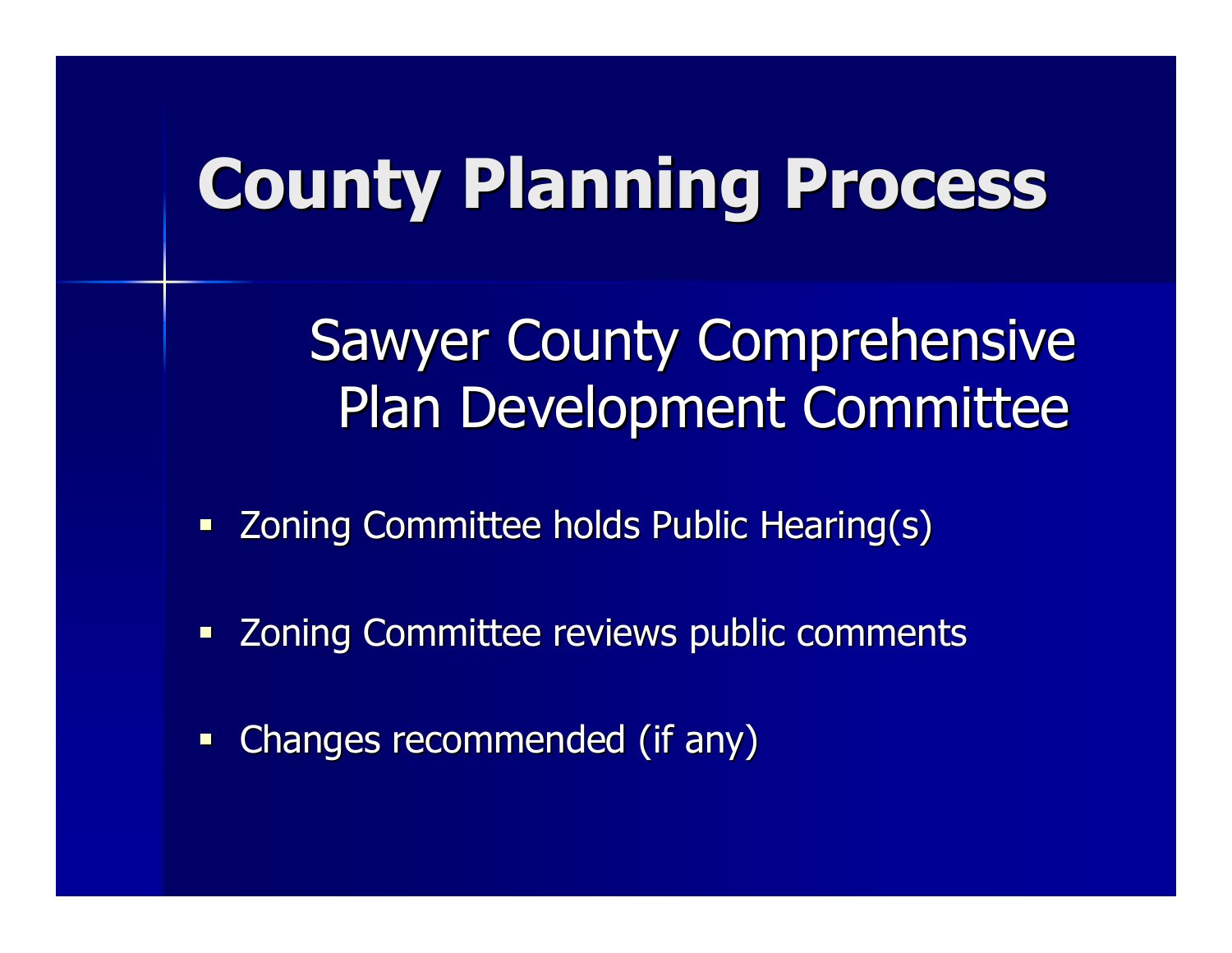# County Planning Process

## Sawyer County Comprehensive Plan Development Committee

- Zoning Committee holds Public Hearing(s)
- Zoning Committee reviews public comments
- Changes recommended (if any)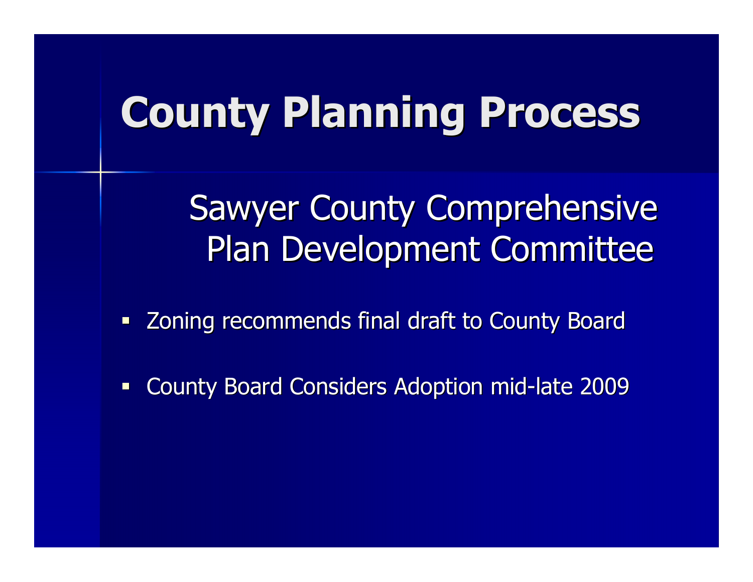# County Planning Process

## Sawyer County Comprehensive Plan Development Committee

- Zoning recommends final draft to County Board
- County Board Considers Adoption mid-late 2009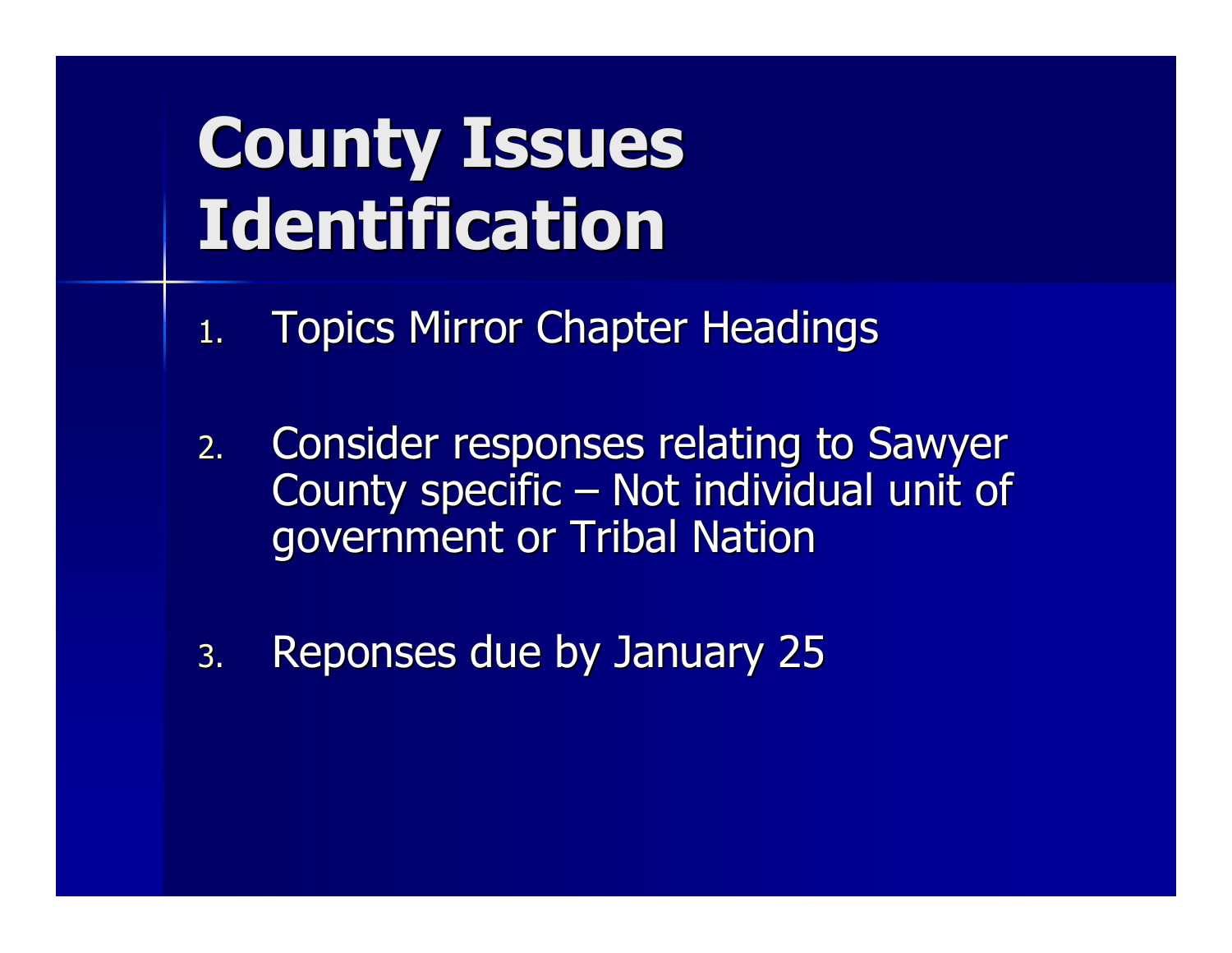# County Issues Identification

1. Topics Mirror Chapter Headings

2. Consider responses relating to Sawyer County specific – Not individual unit of government or Tribal Nation

3. Reponses due by January 25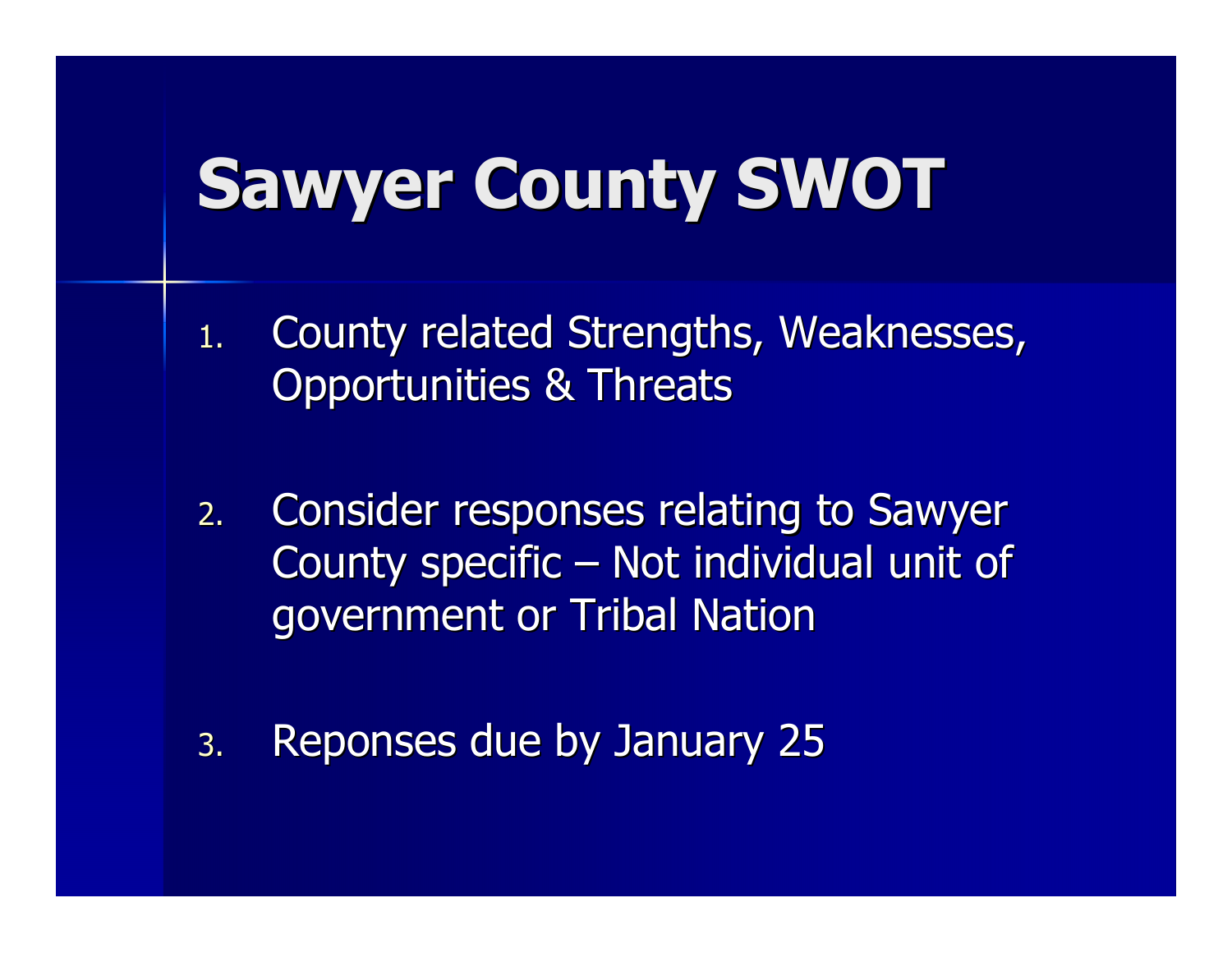# Sawyer County SWOT

1. County related Strengths, Weaknesses, Opportunities & Threats

2. Consider responses relating to Sawyer County specific – Not individual unit of government or Tribal Nation

3. Reponses due by January 25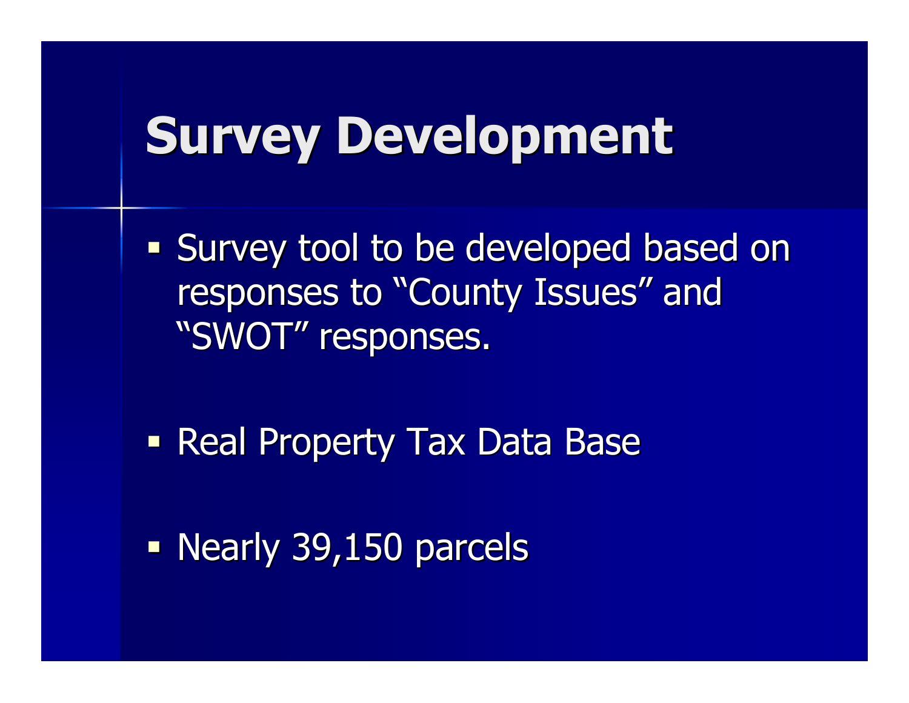# Survey Development

- Survey tool to be developed based on responses to “County Issues” and “SWOT” responses.

- Real Property Tax Data Base

- Nearly 39,150 parcels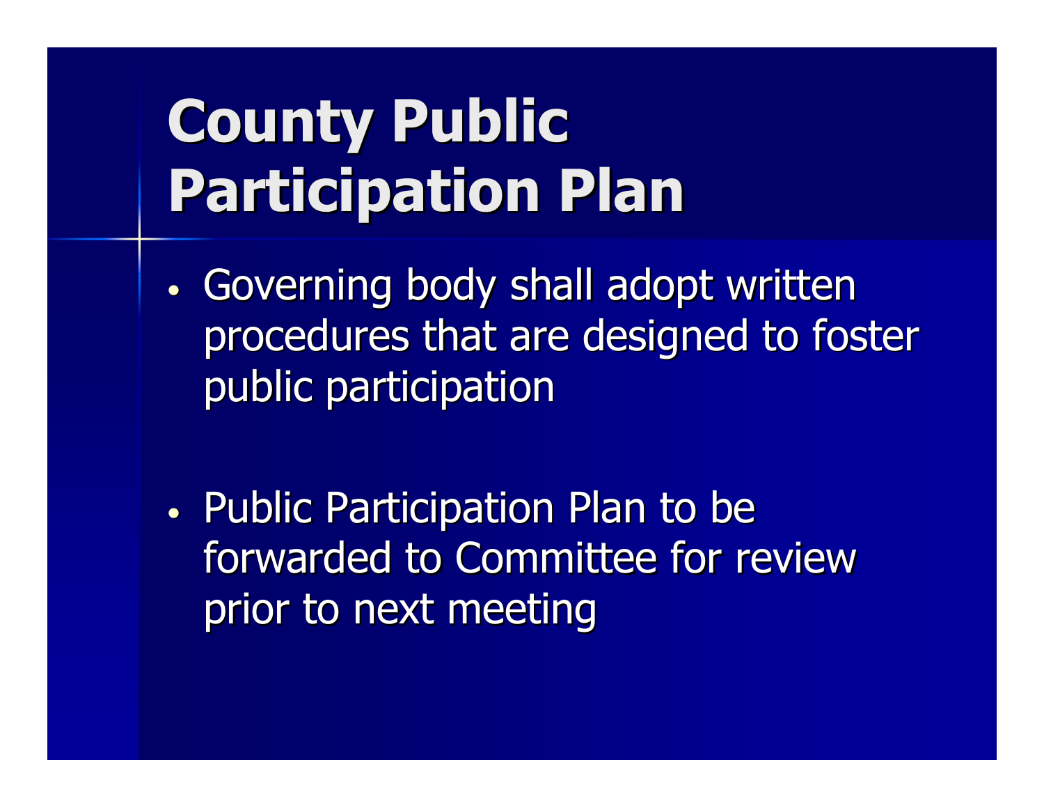# County Public Participation Plan

- Governing body shall adopt written procedures that are designed to foster public participation

- Public Participation Plan to be forwarded to Committee for review prior to next meeting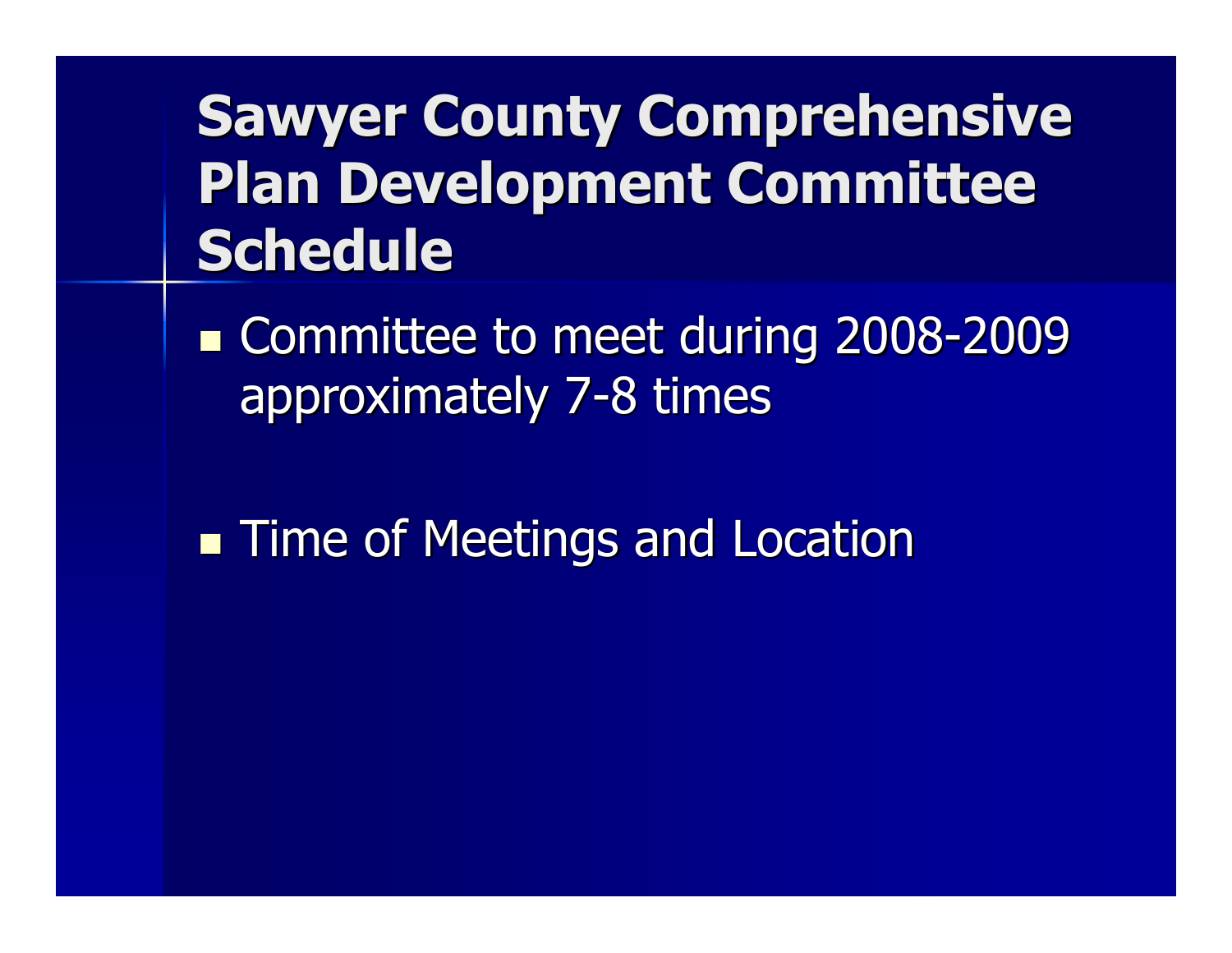# Sawyer County Comprehensive Plan Development Committee Schedule

- Committee to meet during 2008-2009 approximately 7-8 times

- Time of Meetings and Location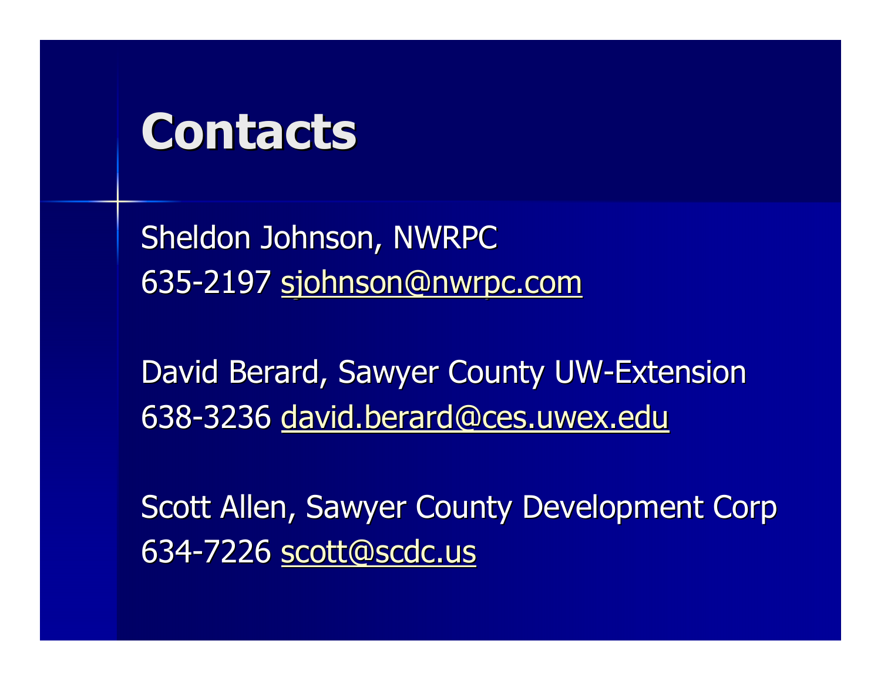# Contacts

Sheldon Johnson, NWRPC
635-2197 sjohnson@nwrpc.com

David Berard, Sawyer County UW-Extension
638-3236 david.berard@ces.uwex.edu

Scott Allen, Sawyer County Development Corp
634-7226 scott@scdc.us